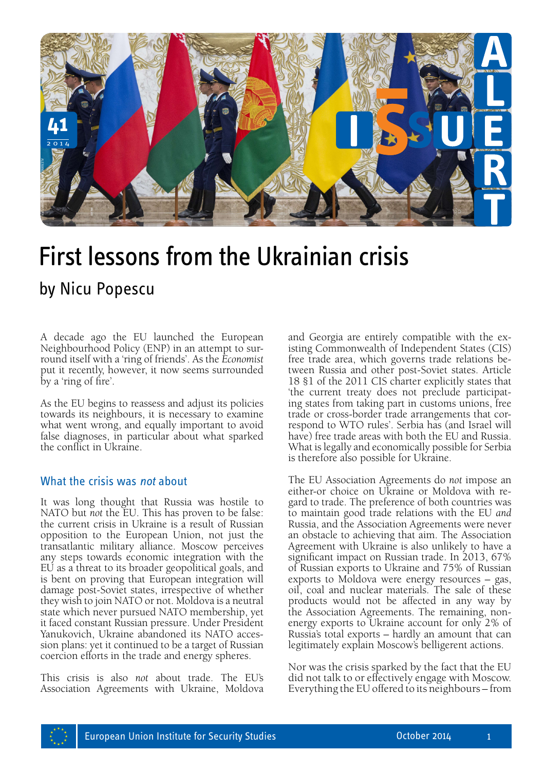# First lessons from the Ukrainian crisis

## by Nicu Popescu

A decade ago the EU launched the European Neighbourhood Policy (ENP) in an attempt to surround itself with a 'ring of friends'. As the *Economist* put it recently, however, it now seems surrounded by a 'ring of fire'.

As the EU begins to reassess and adjust its policies towards its neighbours, it is necessary to examine what went wrong, and equally important to avoid false diagnoses, in particular about what sparked the conflict in Ukraine.

### What the crisis was *not* about

It was long thought that Russia was hostile to NATO but *not* the EU. This has proven to be false: the current crisis in Ukraine is a result of Russian opposition to the European Union, not just the transatlantic military alliance. Moscow perceives any steps towards economic integration with the EU as a threat to its broader geopolitical goals, and is bent on proving that European integration will damage post-Soviet states, irrespective of whether they wish to join NATO or not. Moldova is a neutral state which never pursued NATO membership, yet it faced constant Russian pressure. Under President Yanukovich, Ukraine abandoned its NATO accession plans: yet it continued to be a target of Russian coercion efforts in the trade and energy spheres.

This crisis is also *not* about trade. The EU's Association Agreements with Ukraine, Moldova and Georgia are entirely compatible with the existing Commonwealth of Independent States (CIS) free trade area, which governs trade relations between Russia and other post-Soviet states. Article 18 §1 of the 2011 CIS charter explicitly states that 'the current treaty does not preclude participating states from taking part in customs unions, free trade or cross-border trade arrangements that correspond to WTO rules'. Serbia has (and Israel will have) free trade areas with both the EU and Russia. What is legally and economically possible for Serbia is therefore also possible for Ukraine.

The EU Association Agreements do *not* impose an either-or choice on Ukraine or Moldova with regard to trade. The preference of both countries was to maintain good trade relations with the EU *and* Russia, and the Association Agreements were never an obstacle to achieving that aim. The Association Agreement with Ukraine is also unlikely to have a significant impact on Russian trade. In 2013, 67% of Russian exports to Ukraine and 75% of Russian exports to Moldova were energy resources – gas, oil, coal and nuclear materials. The sale of these products would not be affected in any way by the Association Agreements. The remaining, non-energy exports to Ukraine account for only 2% of Russia's total exports – hardly an amount that can legitimately explain Moscow's belligerent actions.

Nor was the crisis sparked by the fact that the EU did not talk to or effectively engage with Moscow. Everything the EU offered to its neighbours – from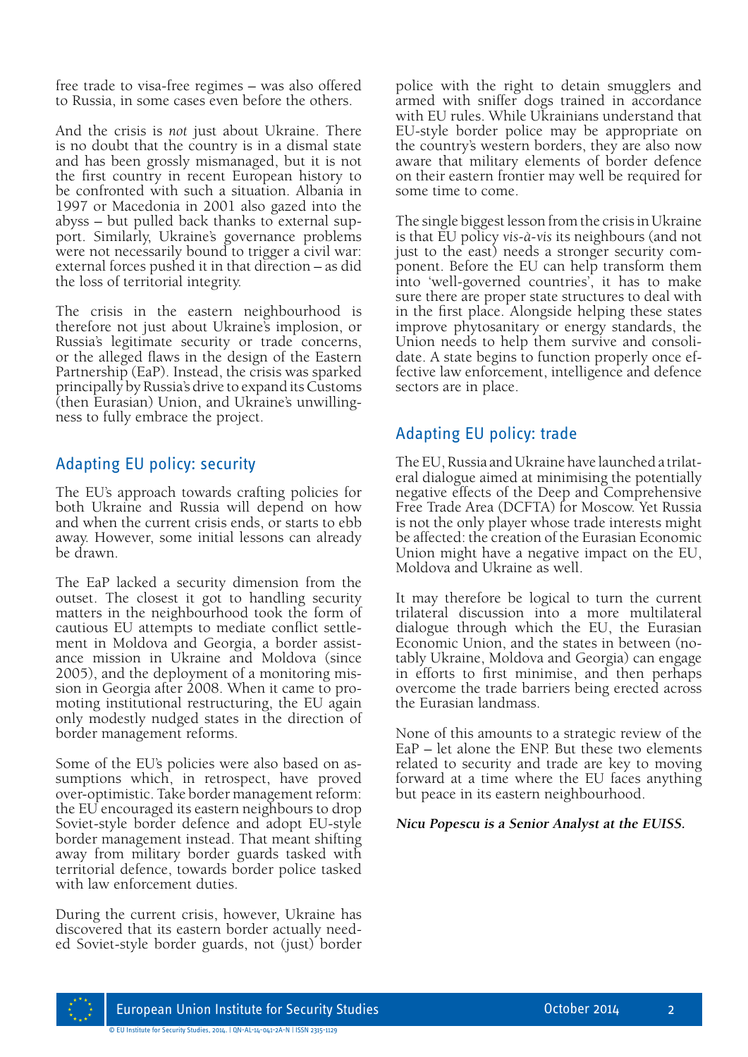free trade to visa-free regimes – was also offered to Russia, in some cases even before the others.

And the crisis is *not* just about Ukraine. There is no doubt that the country is in a dismal state and has been grossly mismanaged, but it is not the first country in recent European history to be confronted with such a situation. Albania in 1997 or Macedonia in 2001 also gazed into the abyss – but pulled back thanks to external support. Similarly, Ukraine's governance problems were not necessarily bound to trigger a civil war: external forces pushed it in that direction – as did the loss of territorial integrity.

The crisis in the eastern neighbourhood is therefore not just about Ukraine's implosion, or Russia's legitimate security or trade concerns, or the alleged flaws in the design of the Eastern Partnership (EaP). Instead, the crisis was sparked principally by Russia's drive to expand its Customs (then Eurasian) Union, and Ukraine's unwillingness to fully embrace the project.

## Adapting EU policy: security

The EU's approach towards crafting policies for both Ukraine and Russia will depend on how and when the current crisis ends, or starts to ebb away. However, some initial lessons can already be drawn.

The EaP lacked a security dimension from the outset. The closest it got to handling security matters in the neighbourhood took the form of cautious EU attempts to mediate conflict settlement in Moldova and Georgia, a border assistance mission in Ukraine and Moldova (since 2005), and the deployment of a monitoring mission in Georgia after 2008. When it came to promoting institutional restructuring, the EU again only modestly nudged states in the direction of border management reforms.

Some of the EU's policies were also based on assumptions which, in retrospect, have proved over-optimistic. Take border management reform: the EU encouraged its eastern neighbours to drop Soviet-style border defence and adopt EU-style border management instead. That meant shifting away from military border guards tasked with territorial defence, towards border police tasked with law enforcement duties.

During the current crisis, however, Ukraine has discovered that its eastern border actually needed Soviet-style border guards, not (just) border police with the right to detain smugglers and armed with sniffer dogs trained in accordance with EU rules. While Ukrainians understand that EU-style border police may be appropriate on the country's western borders, they are also now aware that military elements of border defence on their eastern frontier may well be required for some time to come.

The single biggest lesson from the crisis in Ukraine is that EU policy *vis-à-vis* its neighbours (and not just to the east) needs a stronger security component. Before the EU can help transform them into 'well-governed countries', it has to make sure there are proper state structures to deal with in the first place. Alongside helping these states improve phytosanitary or energy standards, the Union needs to help them survive and consolidate. A state begins to function properly once effective law enforcement, intelligence and defence sectors are in place.

## Adapting EU policy: trade

The EU, Russia and Ukraine have launched a trilateral dialogue aimed at minimising the potentially negative effects of the Deep and Comprehensive Free Trade Area (DCFTA) for Moscow. Yet Russia is not the only player whose trade interests might be affected: the creation of the Eurasian Economic Union might have a negative impact on the EU, Moldova and Ukraine as well.

It may therefore be logical to turn the current trilateral discussion into a more multilateral dialogue through which the EU, the Eurasian Economic Union, and the states in between (notably Ukraine, Moldova and Georgia) can engage in efforts to first minimise, and then perhaps overcome the trade barriers being erected across the Eurasian landmass.

None of this amounts to a strategic review of the EaP – let alone the ENP. But these two elements related to security and trade are key to moving forward at a time where the EU faces anything but peace in its eastern neighbourhood.

***Nicu Popescu is a Senior Analyst at the EUISS.***

© EU Institute for Security Studies, 2014. | QN-AL-14-041-2A-N | ISSN 2315-1129